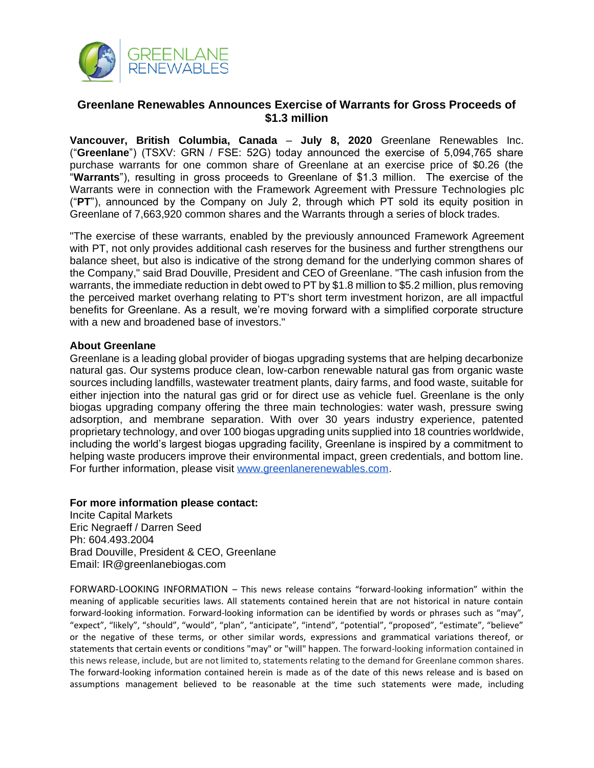GREENLANE
RENEWABLES

## Greenlane Renewables Announces Exercise of Warrants for Gross Proceeds of $1.3 million

**Vancouver, British Columbia, Canada** – **July 8, 2020** Greenlane Renewables Inc. ("**Greenlane**") (TSXV: GRN / FSE: 52G) today announced the exercise of 5,094,765 share purchase warrants for one common share of Greenlane at an exercise price of $0.26 (the "**Warrants**"), resulting in gross proceeds to Greenlane of $1.3 million. The exercise of the Warrants were in connection with the Framework Agreement with Pressure Technologies plc ("**PT**"), announced by the Company on July 2, through which PT sold its equity position in Greenlane of 7,663,920 common shares and the Warrants through a series of block trades.

"The exercise of these warrants, enabled by the previously announced Framework Agreement with PT, not only provides additional cash reserves for the business and further strengthens our balance sheet, but also is indicative of the strong demand for the underlying common shares of the Company," said Brad Douville, President and CEO of Greenlane. "The cash infusion from the warrants, the immediate reduction in debt owed to PT by $1.8 million to $5.2 million, plus removing the perceived market overhang relating to PT's short term investment horizon, are all impactful benefits for Greenlane. As a result, we're moving forward with a simplified corporate structure with a new and broadened base of investors."

**About Greenlane**

Greenlane is a leading global provider of biogas upgrading systems that are helping decarbonize natural gas. Our systems produce clean, low-carbon renewable natural gas from organic waste sources including landfills, wastewater treatment plants, dairy farms, and food waste, suitable for either injection into the natural gas grid or for direct use as vehicle fuel. Greenlane is the only biogas upgrading company offering the three main technologies: water wash, pressure swing adsorption, and membrane separation. With over 30 years industry experience, patented proprietary technology, and over 100 biogas upgrading units supplied into 18 countries worldwide, including the world's largest biogas upgrading facility, Greenlane is inspired by a commitment to helping waste producers improve their environmental impact, green credentials, and bottom line. For further information, please visit www.greenlanerenewables.com.

**For more information please contact:**
Incite Capital Markets
Eric Negraeff / Darren Seed
Ph: 604.493.2004
Brad Douville, President & CEO, Greenlane
Email: IR@greenlanebiogas.com

FORWARD-LOOKING INFORMATION – This news release contains "forward-looking information" within the meaning of applicable securities laws. All statements contained herein that are not historical in nature contain forward-looking information. Forward-looking information can be identified by words or phrases such as "may", "expect", "likely", "should", "would", "plan", "anticipate", "intend", "potential", "proposed", "estimate", "believe" or the negative of these terms, or other similar words, expressions and grammatical variations thereof, or statements that certain events or conditions "may" or "will" happen. The forward-looking information contained in this news release, include, but are not limited to, statements relating to the demand for Greenlane common shares. The forward-looking information contained herein is made as of the date of this news release and is based on assumptions management believed to be reasonable at the time such statements were made, including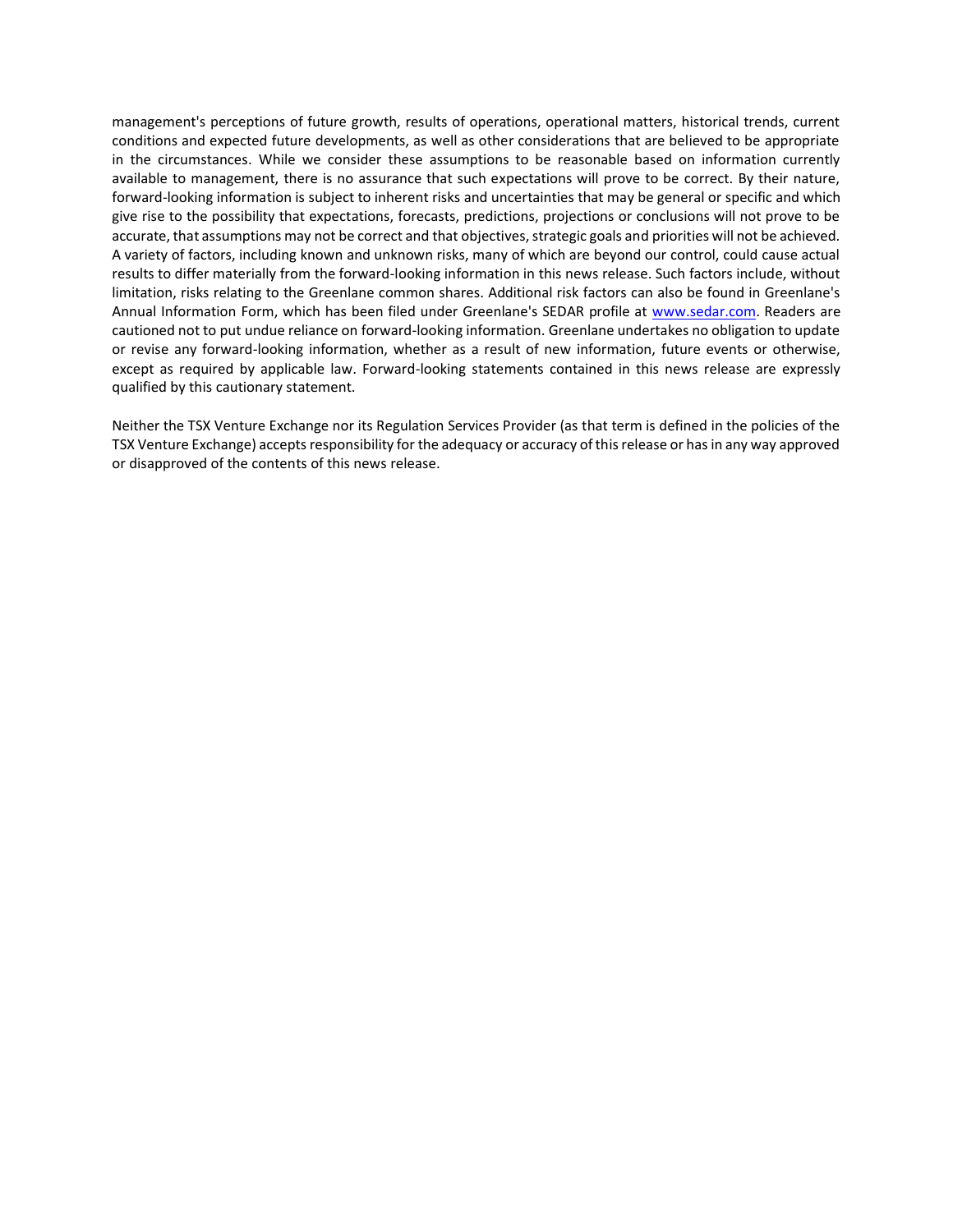management's perceptions of future growth, results of operations, operational matters, historical trends, current conditions and expected future developments, as well as other considerations that are believed to be appropriate in the circumstances. While we consider these assumptions to be reasonable based on information currently available to management, there is no assurance that such expectations will prove to be correct. By their nature, forward-looking information is subject to inherent risks and uncertainties that may be general or specific and which give rise to the possibility that expectations, forecasts, predictions, projections or conclusions will not prove to be accurate, that assumptions may not be correct and that objectives, strategic goals and priorities will not be achieved. A variety of factors, including known and unknown risks, many of which are beyond our control, could cause actual results to differ materially from the forward-looking information in this news release. Such factors include, without limitation, risks relating to the Greenlane common shares. Additional risk factors can also be found in Greenlane's Annual Information Form, which has been filed under Greenlane's SEDAR profile at [www.sedar.com](http://www.sedar.com). Readers are cautioned not to put undue reliance on forward-looking information. Greenlane undertakes no obligation to update or revise any forward-looking information, whether as a result of new information, future events or otherwise, except as required by applicable law. Forward-looking statements contained in this news release are expressly qualified by this cautionary statement.

Neither the TSX Venture Exchange nor its Regulation Services Provider (as that term is defined in the policies of the TSX Venture Exchange) accepts responsibility for the adequacy or accuracy of this release or has in any way approved or disapproved of the contents of this news release.